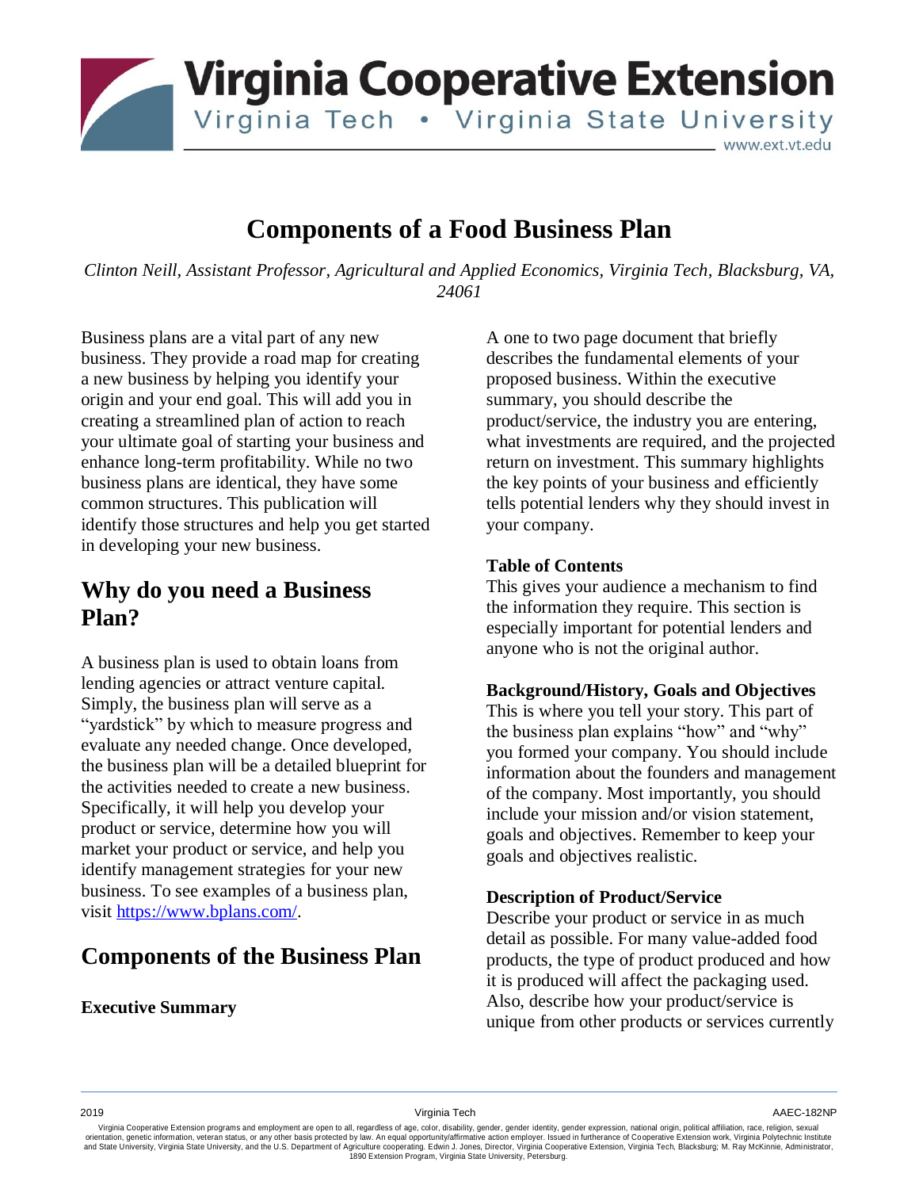# Components of a Food Business Plan

*Clinton Neill, Assistant Professor, Agricultural and Applied Economics, Virginia Tech, Blacksburg, VA, 24061*

Business plans are a vital part of any new business. They provide a road map for creating a new business by helping you identify your origin and your end goal. This will add you in creating a streamlined plan of action to reach your ultimate goal of starting your business and enhance long-term profitability. While no two business plans are identical, they have some common structures. This publication will identify those structures and help you get started in developing your new business.

## Why do you need a Business Plan?

A business plan is used to obtain loans from lending agencies or attract venture capital. Simply, the business plan will serve as a "yardstick" by which to measure progress and evaluate any needed change. Once developed, the business plan will be a detailed blueprint for the activities needed to create a new business. Specifically, it will help you develop your product or service, determine how you will market your product or service, and help you identify management strategies for your new business. To see examples of a business plan, visit [https://www.bplans.com/](https://www.bplans.com/).

## Components of the Business Plan

**Executive Summary**

A one to two page document that briefly describes the fundamental elements of your proposed business. Within the executive summary, you should describe the product/service, the industry you are entering, what investments are required, and the projected return on investment. This summary highlights the key points of your business and efficiently tells potential lenders why they should invest in your company.

**Table of Contents**

This gives your audience a mechanism to find the information they require. This section is especially important for potential lenders and anyone who is not the original author.

**Background/History, Goals and Objectives**

This is where you tell your story. This part of the business plan explains "how" and "why" you formed your company. You should include information about the founders and management of the company. Most importantly, you should include your mission and/or vision statement, goals and objectives. Remember to keep your goals and objectives realistic.

**Description of Product/Service**

Describe your product or service in as much detail as possible. For many value-added food products, the type of product produced and how it is produced will affect the packaging used. Also, describe how your product/service is unique from other products or services currently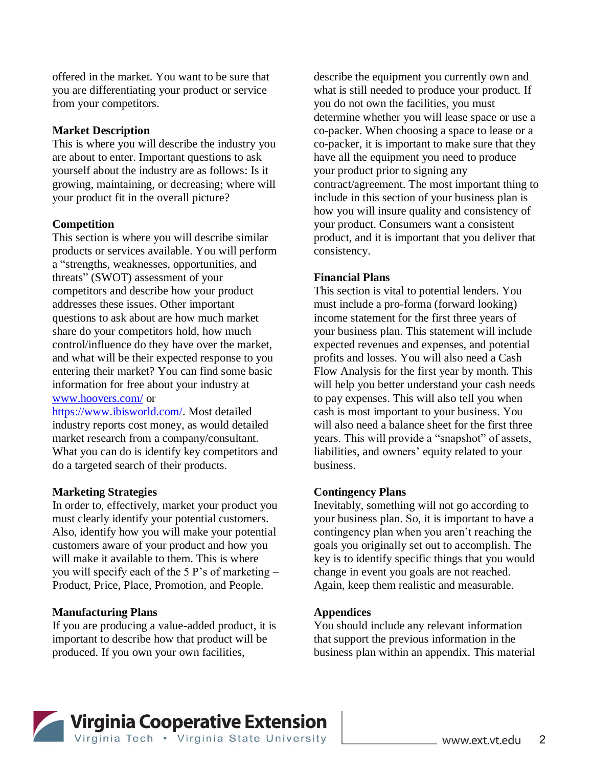offered in the market. You want to be sure that you are differentiating your product or service from your competitors.

**Market Description**

This is where you will describe the industry you are about to enter. Important questions to ask yourself about the industry are as follows: Is it growing, maintaining, or decreasing; where will your product fit in the overall picture?

**Competition**

This section is where you will describe similar products or services available. You will perform a "strengths, weaknesses, opportunities, and threats" (SWOT) assessment of your competitors and describe how your product addresses these issues. Other important questions to ask about are how much market share do your competitors hold, how much control/influence do they have over the market, and what will be their expected response to you entering their market? You can find some basic information for free about your industry at [www.hoovers.com/](www.hoovers.com/) or [https://www.ibisworld.com/](https://www.ibisworld.com/). Most detailed industry reports cost money, as would detailed market research from a company/consultant. What you can do is identify key competitors and do a targeted search of their products.

**Marketing Strategies**

In order to, effectively, market your product you must clearly identify your potential customers. Also, identify how you will make your potential customers aware of your product and how you will make it available to them. This is where you will specify each of the 5 P's of marketing – Product, Price, Place, Promotion, and People.

**Manufacturing Plans**

If you are producing a value-added product, it is important to describe how that product will be produced. If you own your own facilities, describe the equipment you currently own and what is still needed to produce your product. If you do not own the facilities, you must determine whether you will lease space or use a co-packer. When choosing a space to lease or a co-packer, it is important to make sure that they have all the equipment you need to produce your product prior to signing any contract/agreement. The most important thing to include in this section of your business plan is how you will insure quality and consistency of your product. Consumers want a consistent product, and it is important that you deliver that consistency.

**Financial Plans**

This section is vital to potential lenders. You must include a pro-forma (forward looking) income statement for the first three years of your business plan. This statement will include expected revenues and expenses, and potential profits and losses. You will also need a Cash Flow Analysis for the first year by month. This will help you better understand your cash needs to pay expenses. This will also tell you when cash is most important to your business. You will also need a balance sheet for the first three years. This will provide a "snapshot" of assets, liabilities, and owners' equity related to your business.

**Contingency Plans**

Inevitably, something will not go according to your business plan. So, it is important to have a contingency plan when you aren't reaching the goals you originally set out to accomplish. The key is to identify specific things that you would change in event you goals are not reached. Again, keep them realistic and measurable.

**Appendices**

You should include any relevant information that support the previous information in the business plan within an appendix. This material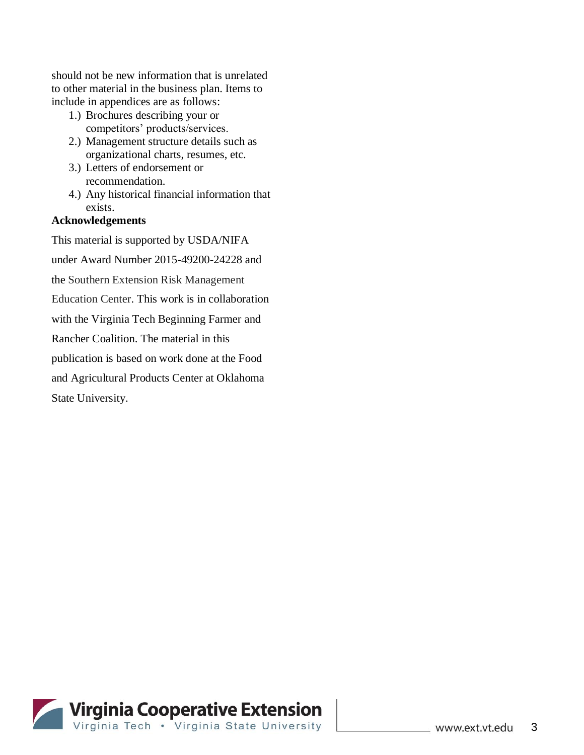should not be new information that is unrelated to other material in the business plan. Items to include in appendices are as follows:

1.) Brochures describing your or competitors' products/services.
2.) Management structure details such as organizational charts, resumes, etc.
3.) Letters of endorsement or recommendation.
4.) Any historical financial information that exists.

**Acknowledgements**

This material is supported by USDA/NIFA under Award Number 2015-49200-24228 and the Southern Extension Risk Management Education Center. This work is in collaboration with the Virginia Tech Beginning Farmer and Rancher Coalition. The material in this publication is based on work done at the Food and Agricultural Products Center at Oklahoma State University.